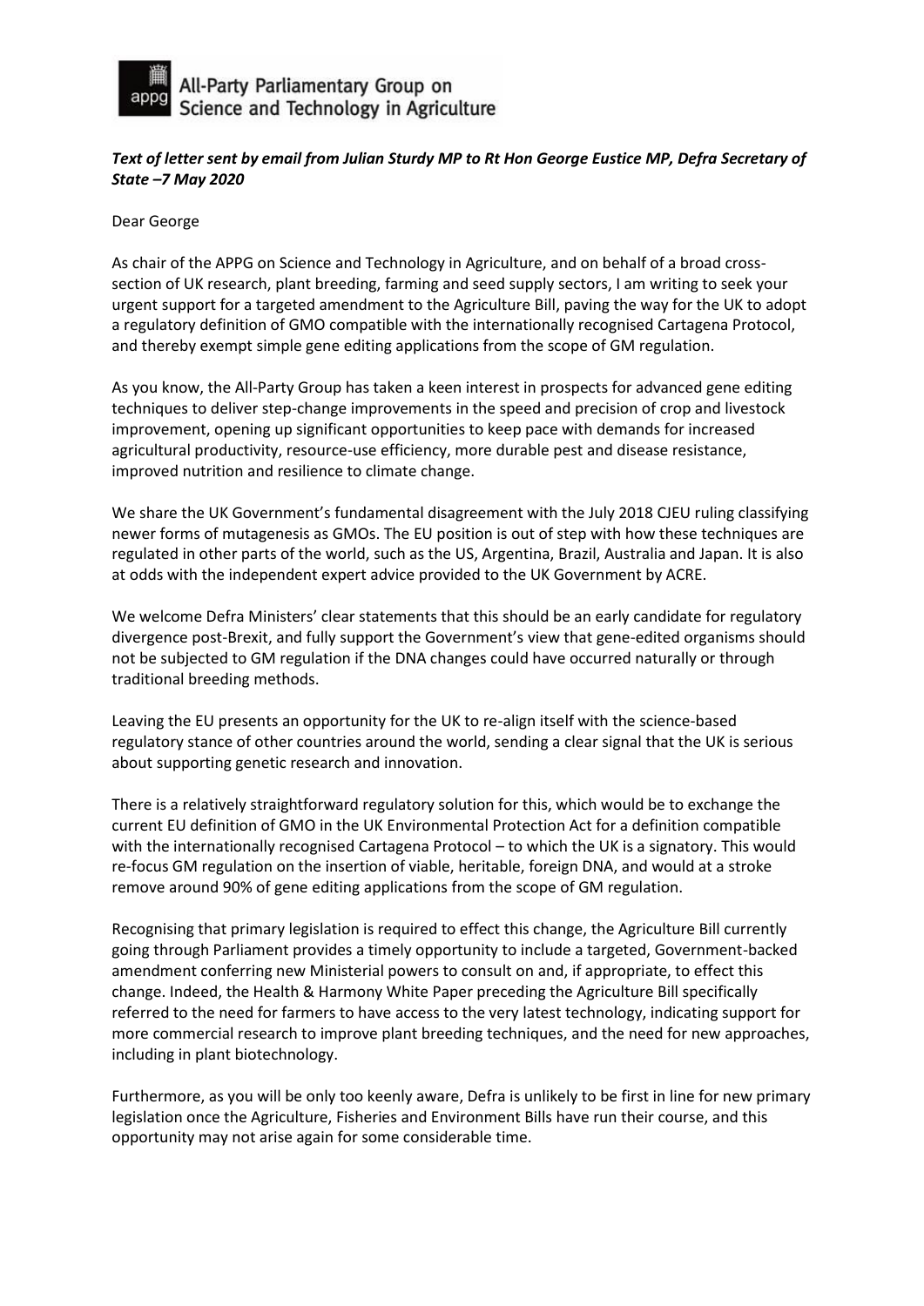All-Party Parliamentary Group on Science and Technology in Agriculture

***Text of letter sent by email from Julian Sturdy MP to Rt Hon George Eustice MP, Defra Secretary of State –7 May 2020***

Dear George

As chair of the APPG on Science and Technology in Agriculture, and on behalf of a broad cross-section of UK research, plant breeding, farming and seed supply sectors, I am writing to seek your urgent support for a targeted amendment to the Agriculture Bill, paving the way for the UK to adopt a regulatory definition of GMO compatible with the internationally recognised Cartagena Protocol, and thereby exempt simple gene editing applications from the scope of GM regulation.

As you know, the All-Party Group has taken a keen interest in prospects for advanced gene editing techniques to deliver step-change improvements in the speed and precision of crop and livestock improvement, opening up significant opportunities to keep pace with demands for increased agricultural productivity, resource-use efficiency, more durable pest and disease resistance, improved nutrition and resilience to climate change.

We share the UK Government's fundamental disagreement with the July 2018 CJEU ruling classifying newer forms of mutagenesis as GMOs. The EU position is out of step with how these techniques are regulated in other parts of the world, such as the US, Argentina, Brazil, Australia and Japan. It is also at odds with the independent expert advice provided to the UK Government by ACRE.

We welcome Defra Ministers' clear statements that this should be an early candidate for regulatory divergence post-Brexit, and fully support the Government's view that gene-edited organisms should not be subjected to GM regulation if the DNA changes could have occurred naturally or through traditional breeding methods.

Leaving the EU presents an opportunity for the UK to re-align itself with the science-based regulatory stance of other countries around the world, sending a clear signal that the UK is serious about supporting genetic research and innovation.

There is a relatively straightforward regulatory solution for this, which would be to exchange the current EU definition of GMO in the UK Environmental Protection Act for a definition compatible with the internationally recognised Cartagena Protocol – to which the UK is a signatory. This would re-focus GM regulation on the insertion of viable, heritable, foreign DNA, and would at a stroke remove around 90% of gene editing applications from the scope of GM regulation.

Recognising that primary legislation is required to effect this change, the Agriculture Bill currently going through Parliament provides a timely opportunity to include a targeted, Government-backed amendment conferring new Ministerial powers to consult on and, if appropriate, to effect this change. Indeed, the Health & Harmony White Paper preceding the Agriculture Bill specifically referred to the need for farmers to have access to the very latest technology, indicating support for more commercial research to improve plant breeding techniques, and the need for new approaches, including in plant biotechnology.

Furthermore, as you will be only too keenly aware, Defra is unlikely to be first in line for new primary legislation once the Agriculture, Fisheries and Environment Bills have run their course, and this opportunity may not arise again for some considerable time.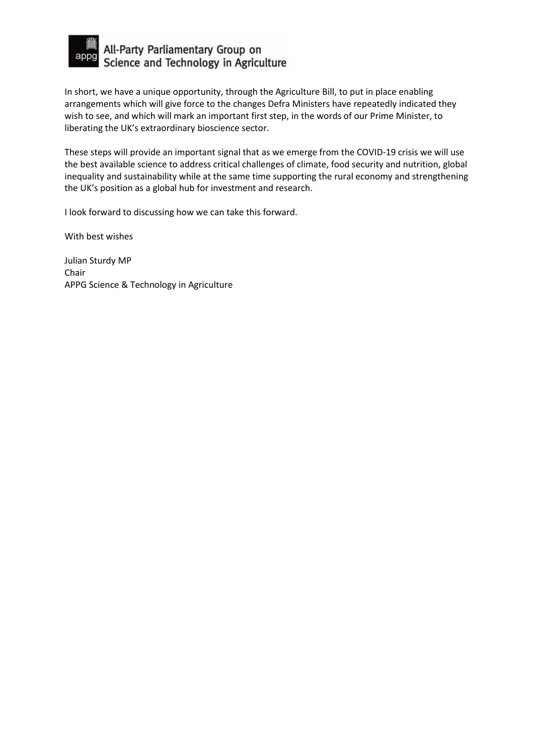In short, we have a unique opportunity, through the Agriculture Bill, to put in place enabling arrangements which will give force to the changes Defra Ministers have repeatedly indicated they wish to see, and which will mark an important first step, in the words of our Prime Minister, to liberating the UK's extraordinary bioscience sector.

These steps will provide an important signal that as we emerge from the COVID-19 crisis we will use the best available science to address critical challenges of climate, food security and nutrition, global inequality and sustainability while at the same time supporting the rural economy and strengthening the UK's position as a global hub for investment and research.

I look forward to discussing how we can take this forward.

With best wishes

Julian Sturdy MP
Chair
APPG Science & Technology in Agriculture